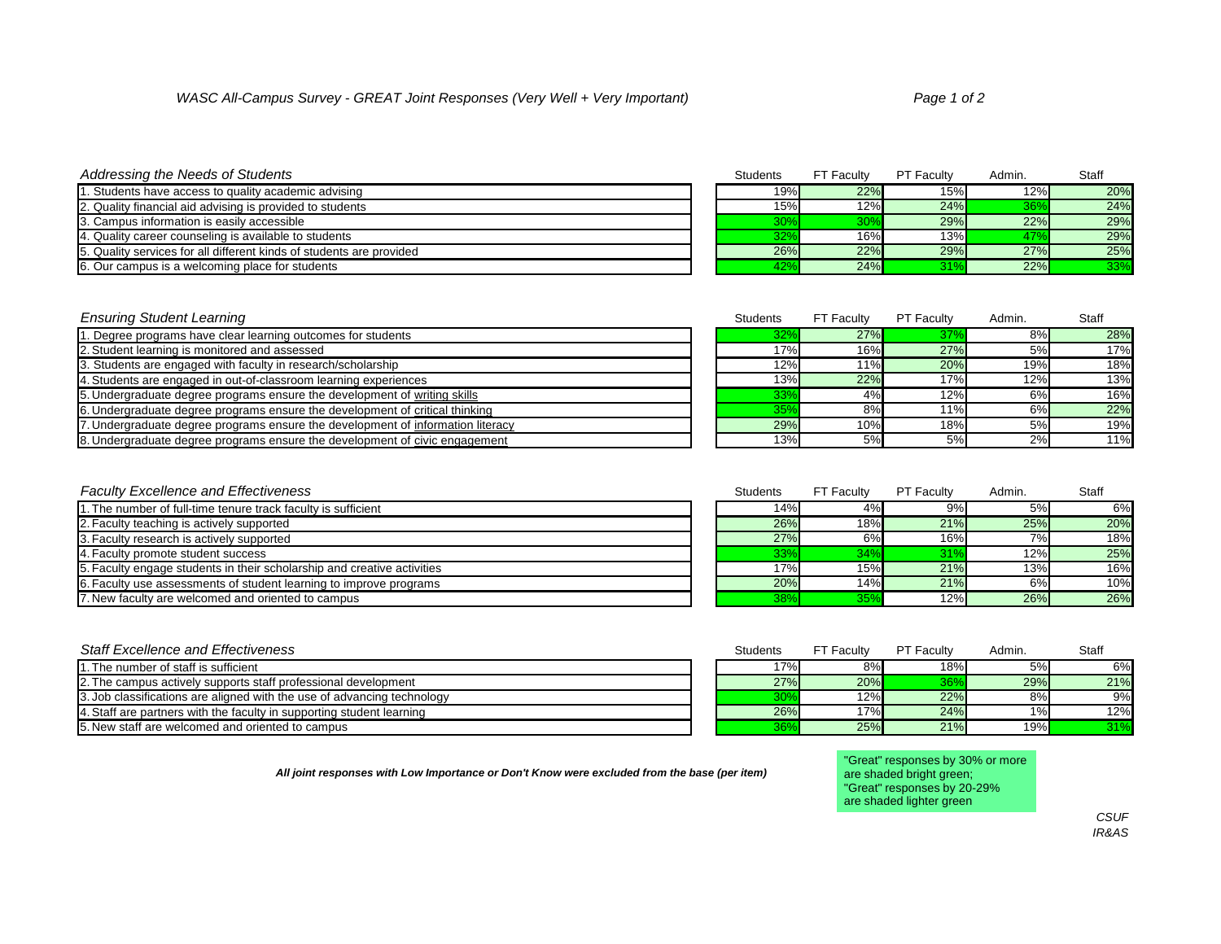*WASC All-Campus Survey - GREAT Joint Responses (Very Well + Very Important)*

| *Addressing the Needs of Students* | Students | FT Faculty | PT Faculty | Admin. | Staff |
|---|---|---|---|---|---|
| 1. Students have access to quality academic advising | 19% | 22% | 15% | 12% | 20% |
| 2. Quality financial aid advising is provided to students | 15% | 12% | 24% | 36% | 24% |
| 3. Campus information is easily accessible | 30% | 30% | 29% | 22% | 29% |
| 4. Quality career counseling is available to students | 32% | 16% | 13% | 47% | 29% |
| 5. Quality services for all different kinds of students are provided | 26% | 22% | 29% | 27% | 25% |
| 6. Our campus is a welcoming place for students | 42% | 24% | 31% | 22% | 33% |

| *Ensuring Student Learning* | Students | FT Faculty | PT Faculty | Admin. | Staff |
|---|---|---|---|---|---|
| 1. Degree programs have clear learning outcomes for students | 32% | 27% | 37% | 8% | 28% |
| 2. Student learning is monitored and assessed | 17% | 16% | 27% | 5% | 17% |
| 3. Students are engaged with faculty in research/scholarship | 12% | 11% | 20% | 19% | 18% |
| 4. Students are engaged in out-of-classroom learning experiences | 13% | 22% | 17% | 12% | 13% |
| 5. Undergraduate degree programs ensure the development of writing skills | 33% | 4% | 12% | 6% | 16% |
| 6. Undergraduate degree programs ensure the development of critical thinking | 35% | 8% | 11% | 6% | 22% |
| 7. Undergraduate degree programs ensure the development of information literacy | 29% | 10% | 18% | 5% | 19% |
| 8. Undergraduate degree programs ensure the development of civic engagement | 13% | 5% | 5% | 2% | 11% |

| *Faculty Excellence and Effectiveness* | Students | FT Faculty | PT Faculty | Admin. | Staff |
|---|---|---|---|---|---|
| 1. The number of full-time tenure track faculty is sufficient | 14% | 4% | 9% | 5% | 6% |
| 2. Faculty teaching is actively supported | 26% | 18% | 21% | 25% | 20% |
| 3. Faculty research is actively supported | 27% | 6% | 16% | 7% | 18% |
| 4. Faculty promote student success | 33% | 34% | 31% | 12% | 25% |
| 5. Faculty engage students in their scholarship and creative activities | 17% | 15% | 21% | 13% | 16% |
| 6. Faculty use assessments of student learning to improve programs | 20% | 14% | 21% | 6% | 10% |
| 7. New faculty are welcomed and oriented to campus | 38% | 35% | 12% | 26% | 26% |

| *Staff Excellence and Effectiveness* | Students | FT Faculty | PT Faculty | Admin. | Staff |
|---|---|---|---|---|---|
| 1. The number of staff is sufficient | 17% | 8% | 18% | 5% | 6% |
| 2. The campus actively supports staff professional development | 27% | 20% | 36% | 29% | 21% |
| 3. Job classifications are aligned with the use of advancing technology | 30% | 12% | 22% | 8% | 9% |
| 4. Staff are partners with the faculty in supporting student learning | 26% | 17% | 24% | 1% | 12% |
| 5. New staff are welcomed and oriented to campus | 36% | 25% | 21% | 19% | 31% |

***All joint responses with Low Importance or Don't Know were excluded from the base (per item)***

"Great" responses by 30% or more are shaded bright green; "Great" responses by 20-29% are shaded lighter green

*CSUF IR&AS*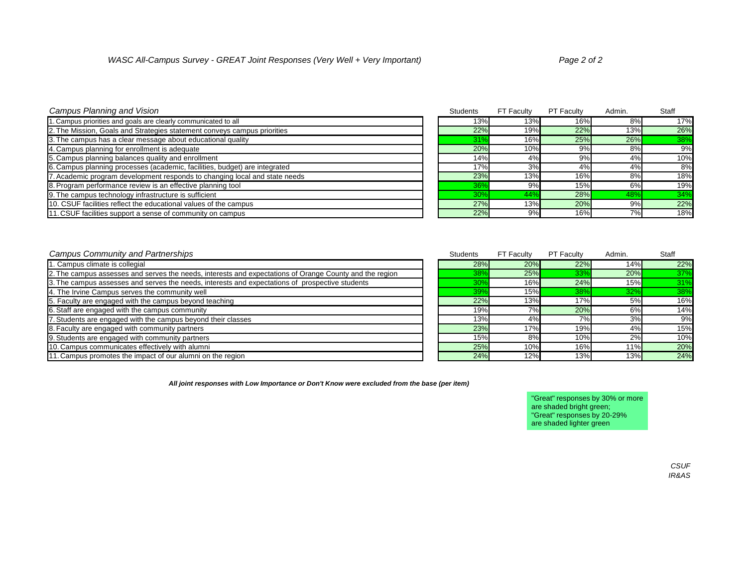*WASC All-Campus Survey - GREAT Joint Responses (Very Well + Very Important)*

| *Campus Planning and Vision* | Students | FT Faculty | PT Faculty | Admin. | Staff |
|---|---|---|---|---|---|
| 1. Campus priorities and goals are clearly communicated to all | 13% | 13% | 16% | 8% | 17% |
| 2. The Mission, Goals and Strategies statement conveys campus priorities | 22% | 19% | 22% | 13% | 26% |
| 3. The campus has a clear message about educational quality | 31% | 16% | 25% | 26% | 38% |
| 4. Campus planning for enrollment is adequate | 20% | 10% | 9% | 8% | 9% |
| 5. Campus planning balances quality and enrollment | 14% | 4% | 9% | 4% | 10% |
| 6. Campus planning processes (academic, facilities, budget) are integrated | 17% | 3% | 4% | 4% | 8% |
| 7. Academic program development responds to changing local and state needs | 23% | 13% | 16% | 8% | 18% |
| 8. Program performance review is an effective planning tool | 36% | 9% | 15% | 6% | 19% |
| 9. The campus technology infrastructure is sufficient | 30% | 44% | 28% | 48% | 34% |
| 10. CSUF facilities reflect the educational values of the campus | 27% | 13% | 20% | 9% | 22% |
| 11. CSUF facilities support a sense of community on campus | 22% | 9% | 16% | 7% | 18% |

| *Campus Community and Partnerships* | Students | FT Faculty | PT Faculty | Admin. | Staff |
|---|---|---|---|---|---|
| 1. Campus climate is collegial | 28% | 20% | 22% | 14% | 22% |
| 2. The campus assesses and serves the needs, interests and expectations of Orange County and the region | 38% | 25% | 33% | 20% | 37% |
| 3. The campus assesses and serves the needs, interests and expectations of prospective students | 30% | 16% | 24% | 15% | 31% |
| 4. The Irvine Campus serves the community well | 39% | 15% | 38% | 32% | 38% |
| 5. Faculty are engaged with the campus beyond teaching | 22% | 13% | 17% | 5% | 16% |
| 6. Staff are engaged with the campus community | 19% | 7% | 20% | 6% | 14% |
| 7. Students are engaged with the campus beyond their classes | 13% | 4% | 7% | 3% | 9% |
| 8. Faculty are engaged with community partners | 23% | 17% | 19% | 4% | 15% |
| 9. Students are engaged with community partners | 15% | 8% | 10% | 2% | 10% |
| 10. Campus communicates effectively with alumni | 25% | 10% | 16% | 11% | 20% |
| 11. Campus promotes the impact of our alumni on the region | 24% | 12% | 13% | 13% | 24% |

***All joint responses with Low Importance or Don't Know were excluded from the base (per item)***

"Great" responses by 30% or more are shaded bright green;
"Great" responses by 20-29% are shaded lighter green

*CSUF IR&AS*